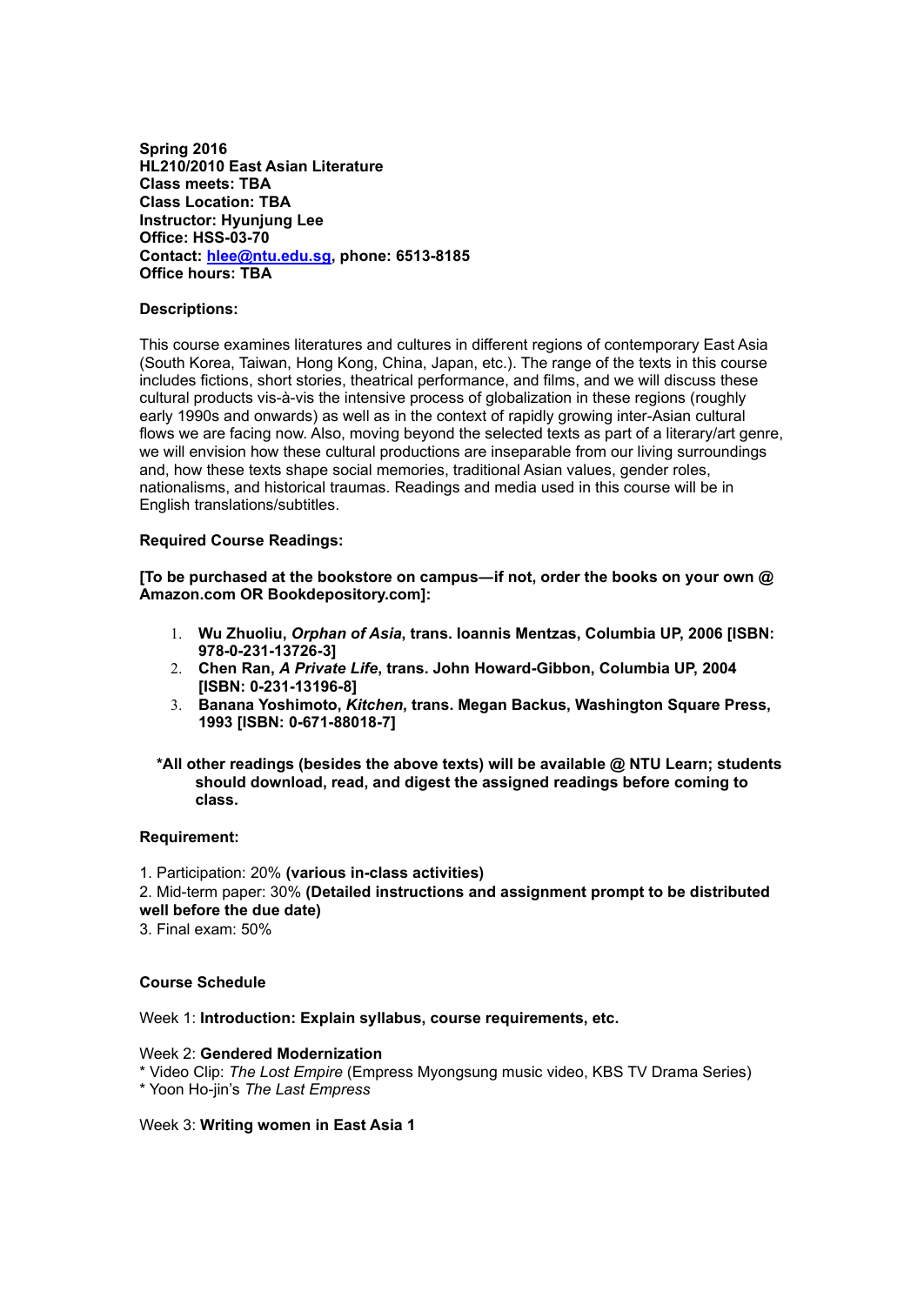**Spring 2016**
**HL210/2010 East Asian Literature**
**Class meets: TBA**
**Class Location: TBA**
**Instructor: Hyunjung Lee**
**Office: HSS-03-70**
**Contact: [hlee@ntu.edu.sg](mailto:hlee@ntu.edu.sg), phone: 6513-8185**
**Office hours: TBA**

**Descriptions:**

This course examines literatures and cultures in different regions of contemporary East Asia (South Korea, Taiwan, Hong Kong, China, Japan, etc.). The range of the texts in this course includes fictions, short stories, theatrical performance, and films, and we will discuss these cultural products vis-à-vis the intensive process of globalization in these regions (roughly early 1990s and onwards) as well as in the context of rapidly growing inter-Asian cultural flows we are facing now. Also, moving beyond the selected texts as part of a literary/art genre, we will envision how these cultural productions are inseparable from our living surroundings and, how these texts shape social memories, traditional Asian values, gender roles, nationalisms, and historical traumas. Readings and media used in this course will be in English translations/subtitles.

**Required Course Readings:**

**[To be purchased at the bookstore on campus—if not, order the books on your own @ Amazon.com OR Bookdepository.com]:**

1. **Wu Zhuoliu, *Orphan of Asia*, trans. Ioannis Mentzas, Columbia UP, 2006 [ISBN: 978-0-231-13726-3]**
2. **Chen Ran, *A Private Life*, trans. John Howard-Gibbon, Columbia UP, 2004 [ISBN: 0-231-13196-8]**
3. **Banana Yoshimoto, *Kitchen*, trans. Megan Backus, Washington Square Press, 1993 [ISBN: 0-671-88018-7]**

**\*All other readings (besides the above texts) will be available @ NTU Learn; students should download, read, and digest the assigned readings before coming to class.**

**Requirement:**

1. Participation: 20% **(various in-class activities)**
2. Mid-term paper: 30% **(Detailed instructions and assignment prompt to be distributed well before the due date)**
3. Final exam: 50%

**Course Schedule**

Week 1: **Introduction: Explain syllabus, course requirements, etc.**

Week 2: **Gendered Modernization**
\* Video Clip: *The Lost Empire* (Empress Myongsung music video, KBS TV Drama Series)
\* Yoon Ho-jin's *The Last Empress*

Week 3: **Writing women in East Asia 1**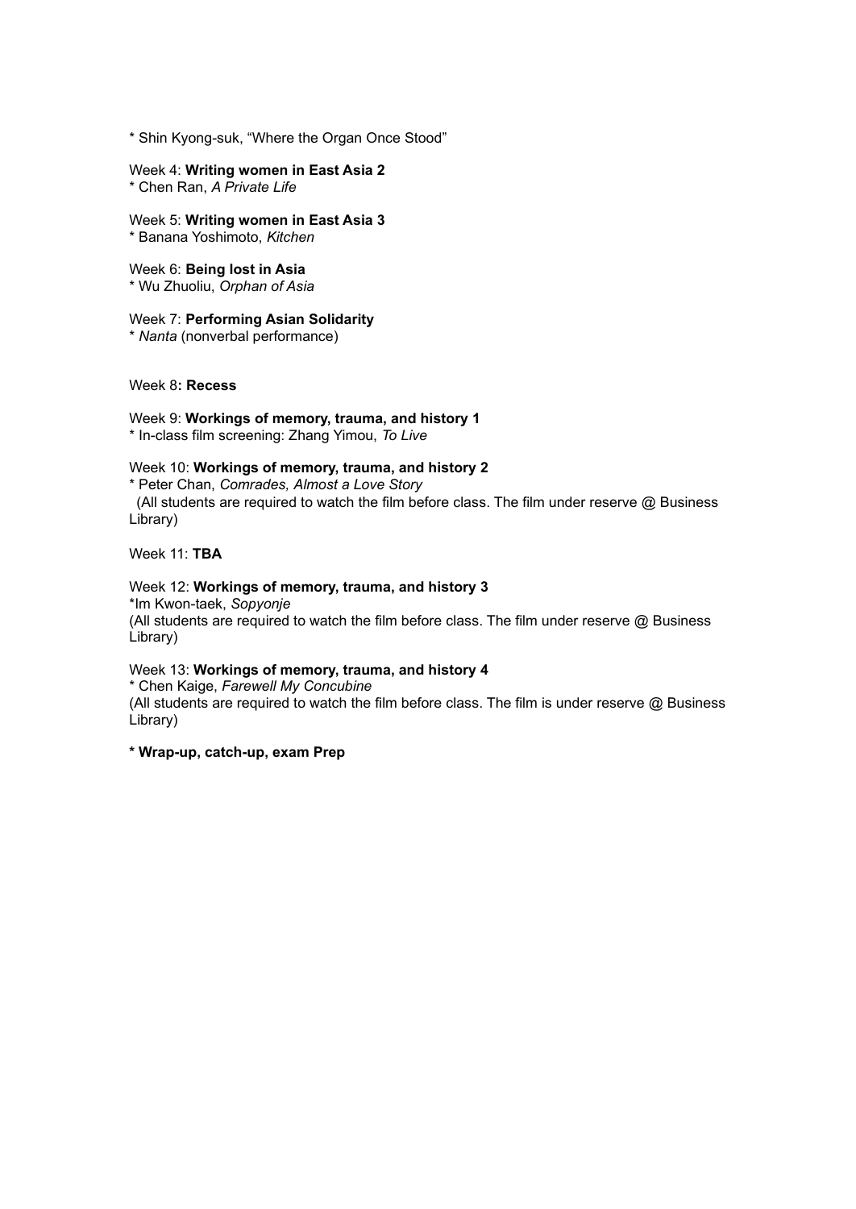* Shin Kyong-suk, “Where the Organ Once Stood”

Week 4: **Writing women in East Asia 2**
* Chen Ran, *A Private Life*

Week 5: **Writing women in East Asia 3**
* Banana Yoshimoto, *Kitchen*

Week 6: **Being lost in Asia**
* Wu Zhuoliu, *Orphan of Asia*

Week 7: **Performing Asian Solidarity**
* *Nanta* (nonverbal performance)

Week 8**: Recess**

Week 9: **Workings of memory, trauma, and history 1**
* In-class film screening: Zhang Yimou, *To Live*

Week 10: **Workings of memory, trauma, and history 2**
* Peter Chan, *Comrades, Almost a Love Story*
(All students are required to watch the film before class. The film under reserve @ Business Library)

Week 11: **TBA**

Week 12: **Workings of memory, trauma, and history 3**
*Im Kwon-taek, *Sopyonje*
(All students are required to watch the film before class. The film under reserve @ Business Library)

Week 13: **Workings of memory, trauma, and history 4**
* Chen Kaige, *Farewell My Concubine*
(All students are required to watch the film before class. The film is under reserve @ Business Library)

**\* Wrap-up, catch-up, exam Prep**